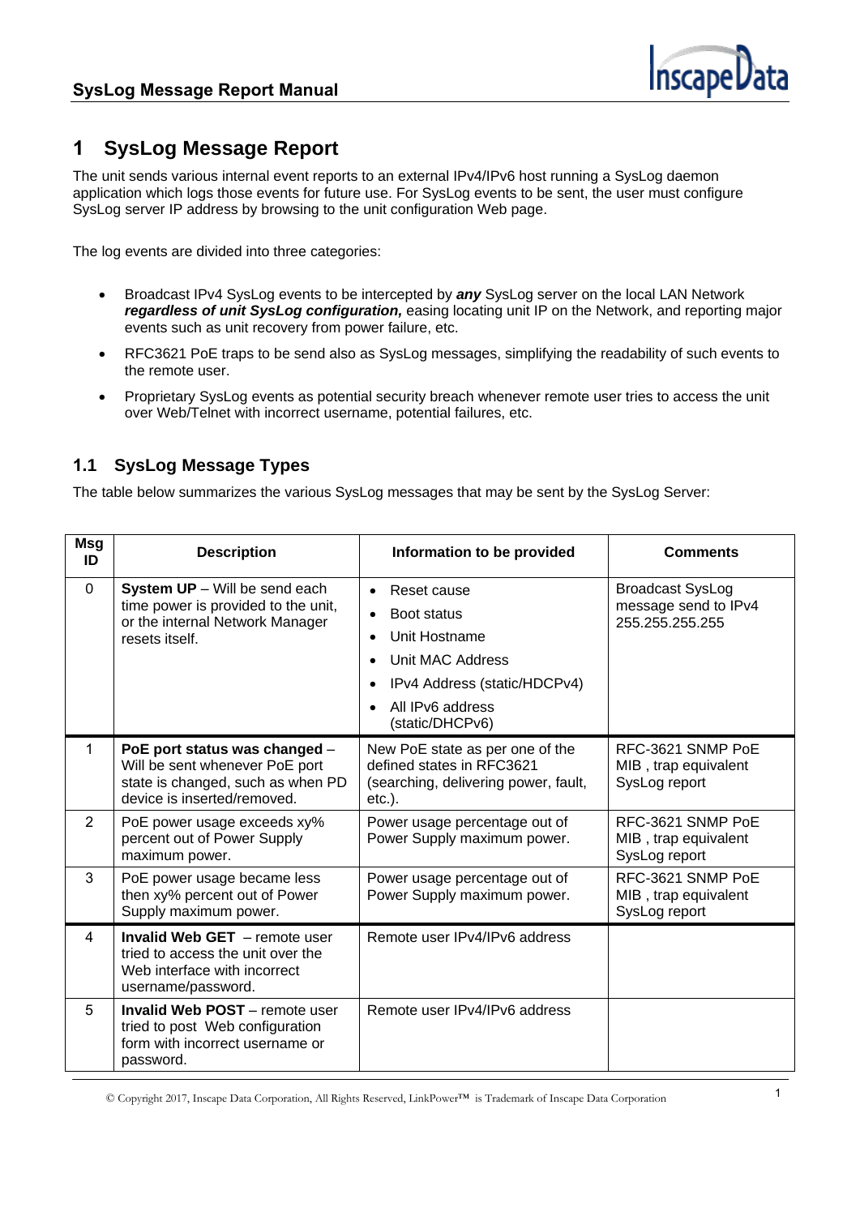# 1 SysLog Message Report

The unit sends various internal event reports to an external IPv4/IPv6 host running a SysLog daemon application which logs those events for future use. For SysLog events to be sent, the user must configure SysLog server IP address by browsing to the unit configuration Web page.

The log events are divided into three categories:

- Broadcast IPv4 SysLog events to be intercepted by ***any*** SysLog server on the local LAN Network ***regardless of unit SysLog configuration,*** easing locating unit IP on the Network, and reporting major events such as unit recovery from power failure, etc.
- RFC3621 PoE traps to be send also as SysLog messages, simplifying the readability of such events to the remote user.
- Proprietary SysLog events as potential security breach whenever remote user tries to access the unit over Web/Telnet with incorrect username, potential failures, etc.

## 1.1 SysLog Message Types

The table below summarizes the various SysLog messages that may be sent by the SysLog Server:

| Msg ID | Description | Information to be provided | Comments |
|---|---|---|---|
| 0 | **System UP** – Will be send each time power is provided to the unit, or the internal Network Manager resets itself. | • Reset cause<br>• Boot status<br>• Unit Hostname<br>• Unit MAC Address<br>• IPv4 Address (static/HDCPv4)<br>• All IPv6 address (static/DHCPv6) | Broadcast SysLog message send to IPv4 255.255.255.255 |
| 1 | **PoE port status was changed** – Will be sent whenever PoE port state is changed, such as when PD device is inserted/removed. | New PoE state as per one of the defined states in RFC3621 (searching, delivering power, fault, etc.). | RFC-3621 SNMP PoE MIB , trap equivalent SysLog report |
| 2 | PoE power usage exceeds xy% percent out of Power Supply maximum power. | Power usage percentage out of Power Supply maximum power. | RFC-3621 SNMP PoE MIB , trap equivalent SysLog report |
| 3 | PoE power usage became less then xy% percent out of Power Supply maximum power. | Power usage percentage out of Power Supply maximum power. | RFC-3621 SNMP PoE MIB , trap equivalent SysLog report |
| 4 | **Invalid Web GET** – remote user tried to access the unit over the Web interface with incorrect username/password. | Remote user IPv4/IPv6 address | |
| 5 | **Invalid Web POST** – remote user tried to post Web configuration form with incorrect username or password. | Remote user IPv4/IPv6 address | |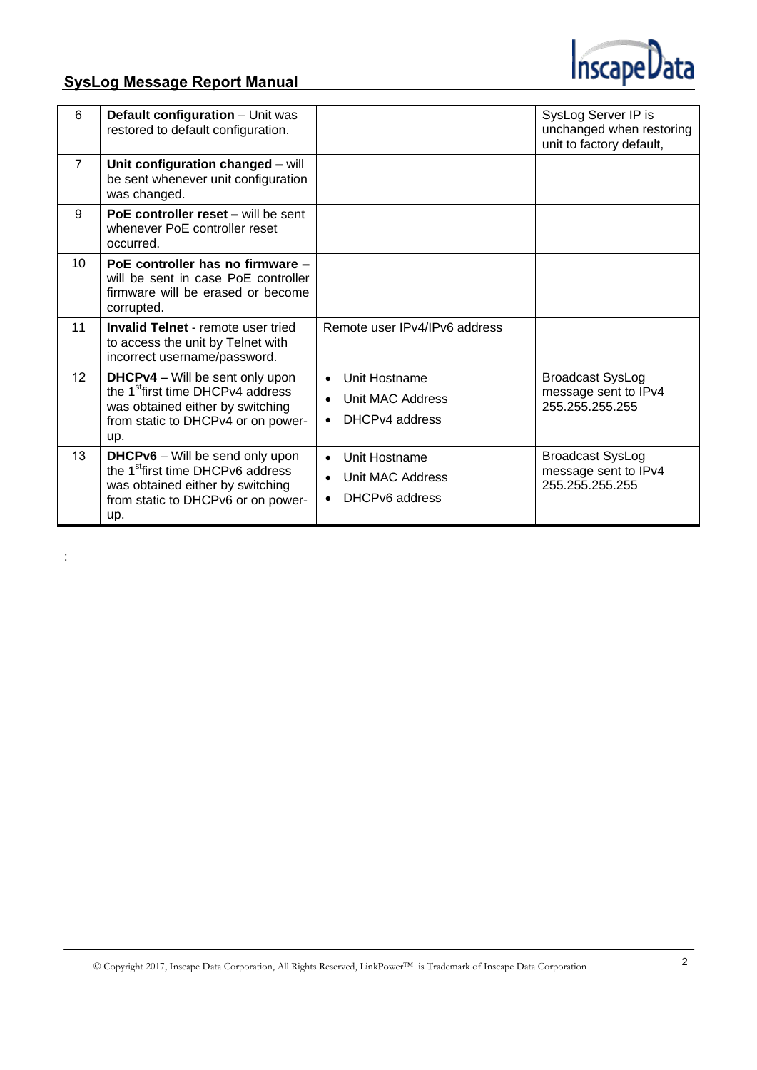| | | | |
|---|---|---|---|
| 6 | **Default configuration** – Unit was restored to default configuration. | | SysLog Server IP is unchanged when restoring unit to factory default, |
| 7 | **Unit configuration changed –** will be sent whenever unit configuration was changed. | | |
| 9 | **PoE controller reset –** will be sent whenever PoE controller reset occurred. | | |
| 10 | **PoE controller has no firmware –** will be sent in case PoE controller firmware will be erased or become corrupted. | | |
| 11 | **Invalid Telnet** - remote user tried to access the unit by Telnet with incorrect username/password. | Remote user IPv4/IPv6 address | |
| 12 | **DHCPv4** – Will be sent only upon the 1st first time DHCPv4 address was obtained either by switching from static to DHCPv4 or on power-up. | • Unit Hostname<br>• Unit MAC Address<br>• DHCPv4 address | Broadcast SysLog message sent to IPv4 255.255.255.255 |
| 13 | **DHCPv6** – Will be send only upon the 1st first time DHCPv6 address was obtained either by switching from static to DHCPv6 or on power-up. | • Unit Hostname<br>• Unit MAC Address<br>• DHCPv6 address | Broadcast SysLog message sent to IPv4 255.255.255.255 |

: